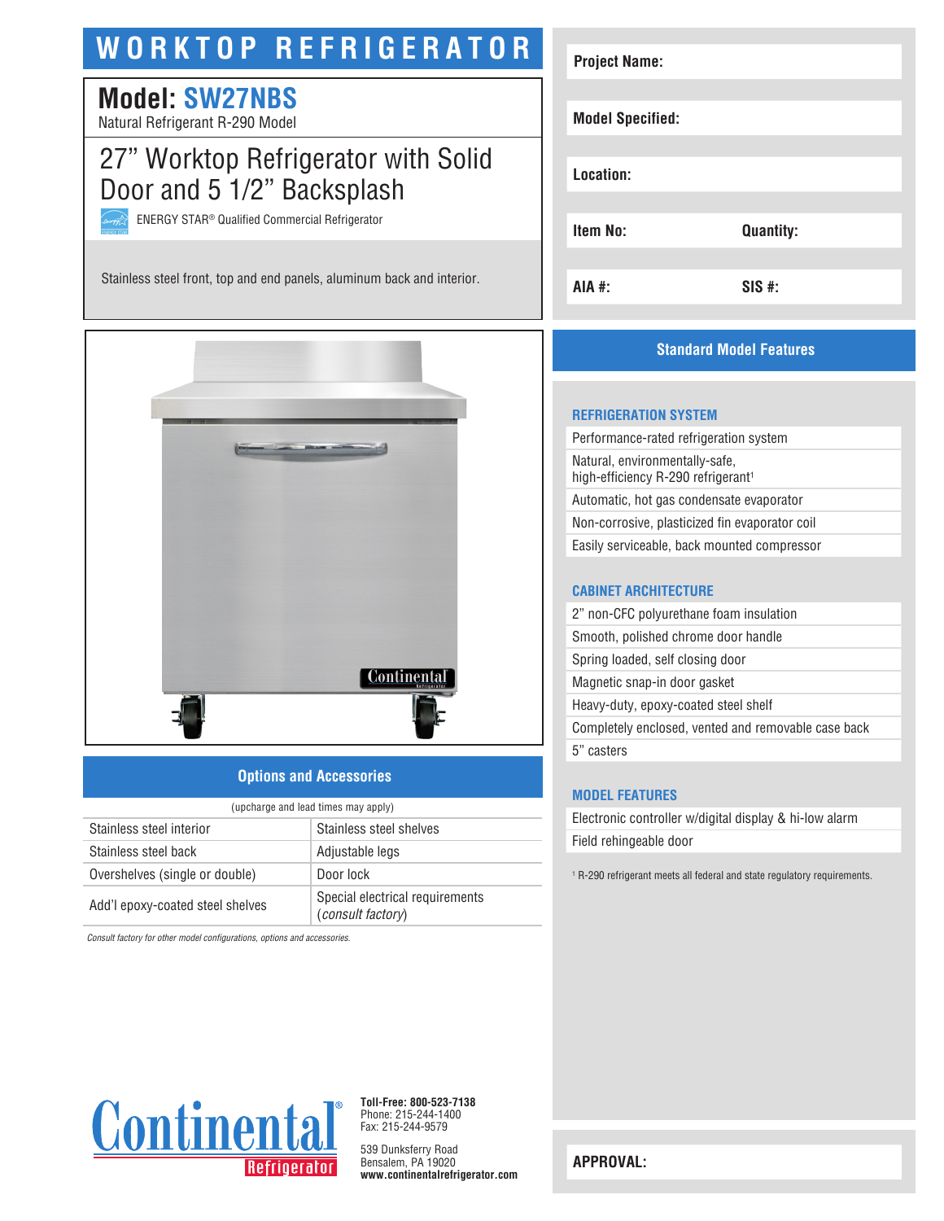# WORKTOP REFRIGERATOR

## Model: SW27NBS

Natural Refrigerant R-290 Model

## 27" Worktop Refrigerator with Solid Door and 5 1/2" Backsplash

ENERGY STAR® Qualified Commercial Refrigerator

Stainless steel front, top and end panels, aluminum back and interior.

| | |
|---|---|
| **Project Name:** | |
| **Model Specified:** | |
| **Location:** | |
| **Item No:** | **Quantity:** |
| **AIA #:** | **SIS #:** |

## Options and Accessories

(upcharge and lead times may apply)

| | |
|---|---|
| Stainless steel interior | Stainless steel shelves |
| Stainless steel back | Adjustable legs |
| Overshelves (single or double) | Door lock |
| Add'l epoxy-coated steel shelves | Special electrical requirements (*consult factory*) |

*Consult factory for other model configurations, options and accessories.*

## Standard Model Features

### REFRIGERATION SYSTEM

- Performance-rated refrigeration system
- Natural, environmentally-safe, high-efficiency R-290 refrigerant[1]
- Automatic, hot gas condensate evaporator
- Non-corrosive, plasticized fin evaporator coil
- Easily serviceable, back mounted compressor

### CABINET ARCHITECTURE

- 2" non-CFC polyurethane foam insulation
- Smooth, polished chrome door handle
- Spring loaded, self closing door
- Magnetic snap-in door gasket
- Heavy-duty, epoxy-coated steel shelf
- Completely enclosed, vented and removable case back
- 5" casters

### MODEL FEATURES

- Electronic controller w/digital display & hi-low alarm
- Field rehingeable door

[1] R-290 refrigerant meets all federal and state regulatory requirements.

Continental Refrigerator

**Toll-Free: 800-523-7138**
Phone: 215-244-1400
Fax: 215-244-9579

539 Dunksferry Road
Bensalem, PA 19020
**www.continentalrefrigerator.com**

**APPROVAL:**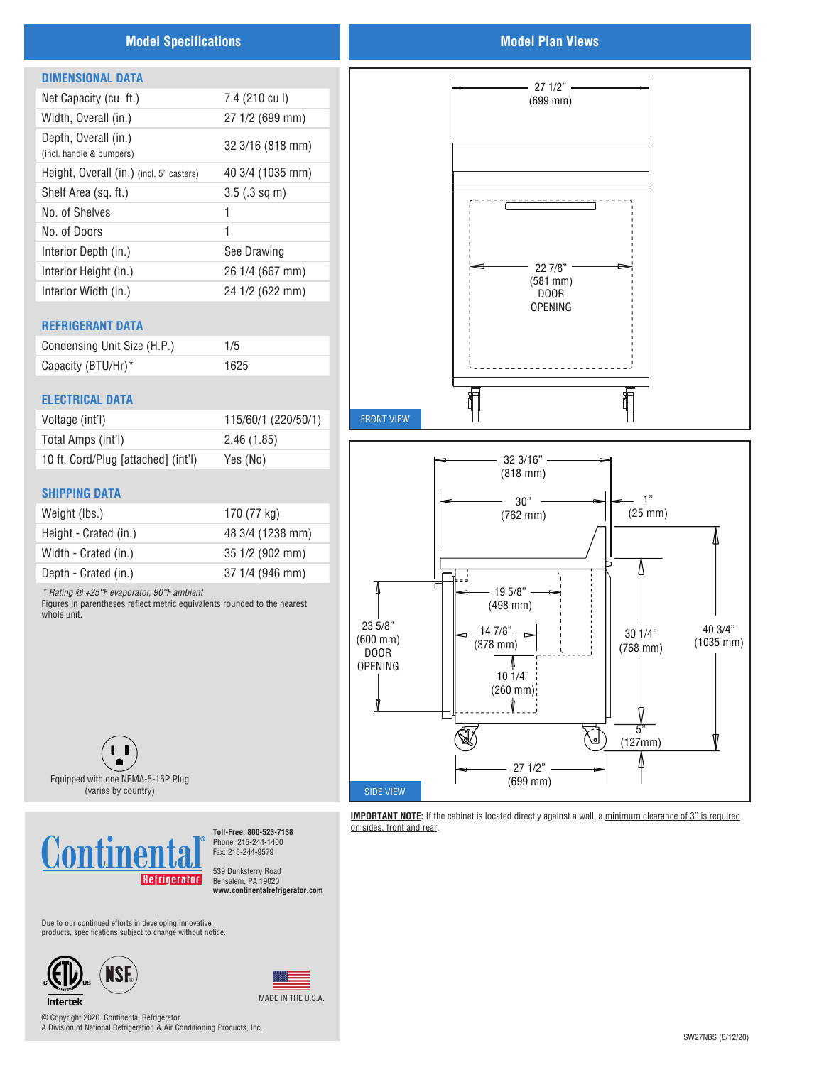## Model Specifications

### DIMENSIONAL DATA

| | |
|---|---|
| Net Capacity (cu. ft.) | 7.4 (210 cu l) |
| Width, Overall (in.) | 27 1/2 (699 mm) |
| Depth, Overall (in.) (incl. handle & bumpers) | 32 3/16 (818 mm) |
| Height, Overall (in.) (incl. 5" casters) | 40 3/4 (1035 mm) |
| Shelf Area (sq. ft.) | 3.5 (.3 sq m) |
| No. of Shelves | 1 |
| No. of Doors | 1 |
| Interior Depth (in.) | See Drawing |
| Interior Height (in.) | 26 1/4 (667 mm) |
| Interior Width (in.) | 24 1/2 (622 mm) |

### REFRIGERANT DATA

| | |
|---|---|
| Condensing Unit Size (H.P.) | 1/5 |
| Capacity (BTU/Hr)* | 1625 |

### ELECTRICAL DATA

| | |
|---|---|
| Voltage (int'l) | 115/60/1 (220/50/1) |
| Total Amps (int'l) | 2.46 (1.85) |
| 10 ft. Cord/Plug [attached] (int'l) | Yes (No) |

### SHIPPING DATA

| | |
|---|---|
| Weight (lbs.) | 170 (77 kg) |
| Height - Crated (in.) | 48 3/4 (1238 mm) |
| Width - Crated (in.) | 35 1/2 (902 mm) |
| Depth - Crated (in.) | 37 1/4 (946 mm) |

*\* Rating @ +25°F evaporator, 90°F ambient*

Figures in parentheses reflect metric equivalents rounded to the nearest whole unit.

Equipped with one NEMA-5-15P Plug (varies by country)

## Model Plan Views

FRONT VIEW

27 1/2" (699 mm)

22 7/8" (581 mm) DOOR OPENING

SIDE VIEW

32 3/16" (818 mm)

30" (762 mm)

1" (25 mm)

19 5/8" (498 mm)

23 5/8" (600 mm) DOOR OPENING

14 7/8" (378 mm)

10 1/4" (260 mm)

30 1/4" (768 mm)

40 3/4" (1035 mm)

5" (127mm)

27 1/2" (699 mm)

**IMPORTANT NOTE:** If the cabinet is located directly against a wall, a minimum clearance of 3" is required on sides, front and rear.

**Continental** Refrigerator

**Toll-Free: 800-523-7138**
Phone: 215-244-1400
Fax: 215-244-9579

539 Dunksferry Road
Bensalem, PA 19020
**www.continentalrefrigerator.com**

Due to our continued efforts in developing innovative products, specifications subject to change without notice.

Intertek

MADE IN THE U.S.A.

© Copyright 2020. Continental Refrigerator.
A Division of National Refrigeration & Air Conditioning Products, Inc.

SW27NBS (8/12/20)